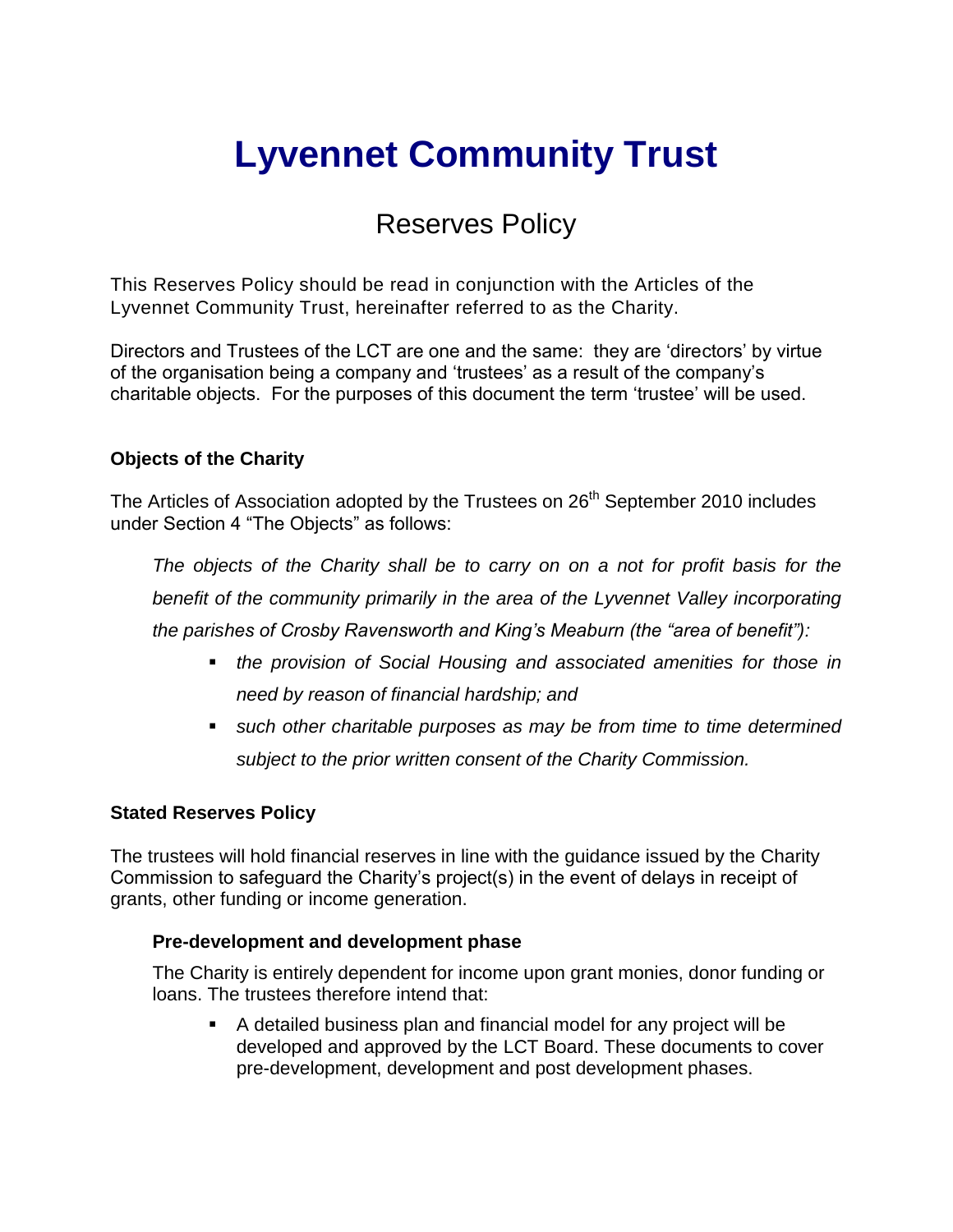# Lyvennet Community Trust

## Reserves Policy

This Reserves Policy should be read in conjunction with the Articles of the Lyvennet Community Trust, hereinafter referred to as the Charity.

Directors and Trustees of the LCT are one and the same: they are 'directors' by virtue of the organisation being a company and 'trustees' as a result of the company's charitable objects. For the purposes of this document the term 'trustee' will be used.

### Objects of the Charity

The Articles of Association adopted by the Trustees on 26th September 2010 includes under Section 4 "The Objects" as follows:

*The objects of the Charity shall be to carry on on a not for profit basis for the benefit of the community primarily in the area of the Lyvennet Valley incorporating the parishes of Crosby Ravensworth and King's Meaburn (the "area of benefit"):*

- *the provision of Social Housing and associated amenities for those in need by reason of financial hardship; and*
- *such other charitable purposes as may be from time to time determined subject to the prior written consent of the Charity Commission.*

### Stated Reserves Policy

The trustees will hold financial reserves in line with the guidance issued by the Charity Commission to safeguard the Charity's project(s) in the event of delays in receipt of grants, other funding or income generation.

#### Pre-development and development phase

The Charity is entirely dependent for income upon grant monies, donor funding or loans. The trustees therefore intend that:

- A detailed business plan and financial model for any project will be developed and approved by the LCT Board. These documents to cover pre-development, development and post development phases.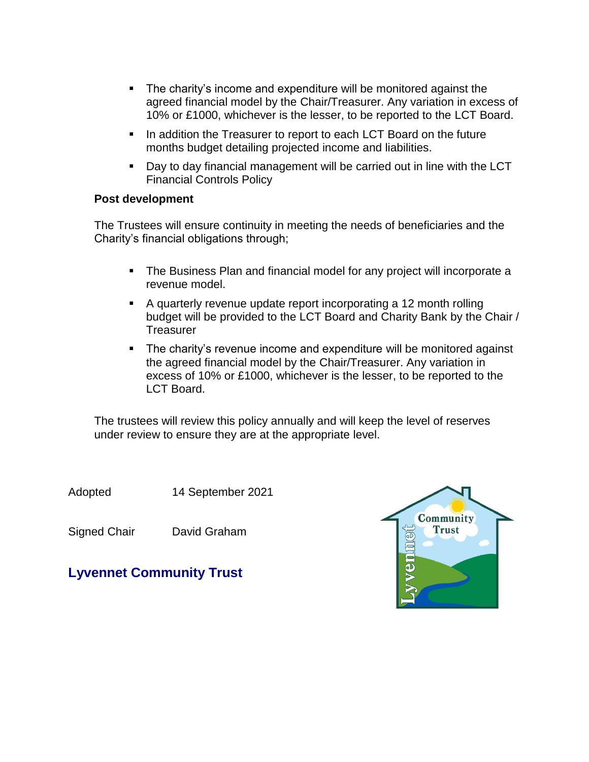- The charity's income and expenditure will be monitored against the agreed financial model by the Chair/Treasurer. Any variation in excess of 10% or £1000, whichever is the lesser, to be reported to the LCT Board.
- In addition the Treasurer to report to each LCT Board on the future months budget detailing projected income and liabilities.
- Day to day financial management will be carried out in line with the LCT Financial Controls Policy

**Post development**

The Trustees will ensure continuity in meeting the needs of beneficiaries and the Charity's financial obligations through;

- The Business Plan and financial model for any project will incorporate a revenue model.
- A quarterly revenue update report incorporating a 12 month rolling budget will be provided to the LCT Board and Charity Bank by the Chair / Treasurer
- The charity's revenue income and expenditure will be monitored against the agreed financial model by the Chair/Treasurer. Any variation in excess of 10% or £1000, whichever is the lesser, to be reported to the LCT Board.

The trustees will review this policy annually and will keep the level of reserves under review to ensure they are at the appropriate level.

Adopted 14 September 2021

Signed Chair David Graham

**Lyvennet Community Trust**